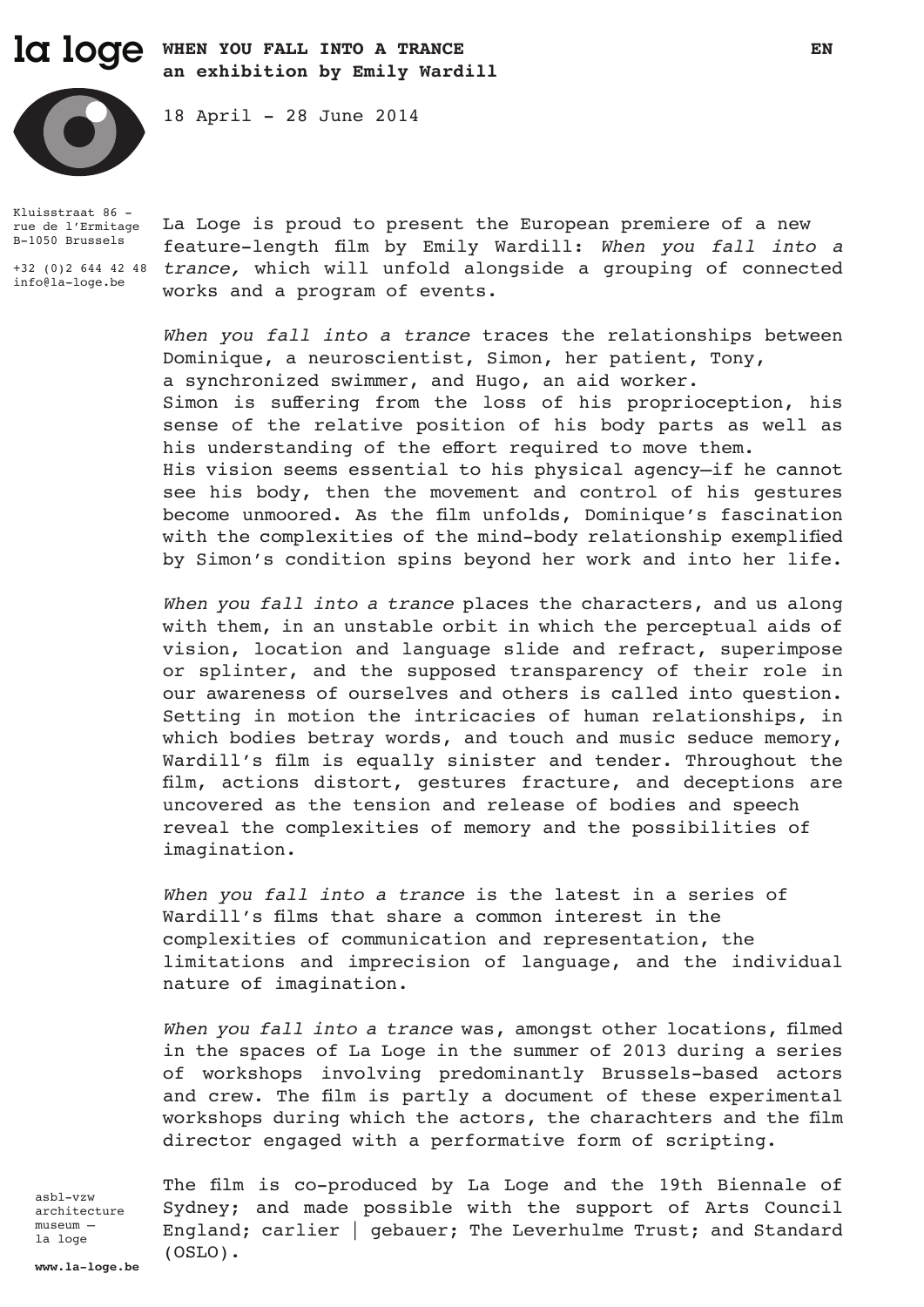la loge

**WHEN YOU FALL INTO A TRANCE**
**an exhibition by Emily Wardill**

EN

18 April - 28 June 2014

Kluisstraat 86 -
rue de l'Ermitage
B-1050 Brussels

+32 (0)2 644 42 48
info@la-loge.be

La Loge is proud to present the European premiere of a new feature-length film by Emily Wardill: *When you fall into a trance,* which will unfold alongside a grouping of connected works and a program of events.

*When you fall into a trance* traces the relationships between Dominique, a neuroscientist, Simon, her patient, Tony, a synchronized swimmer, and Hugo, an aid worker.
Simon is suffering from the loss of his proprioception, his sense of the relative position of his body parts as well as his understanding of the effort required to move them.
His vision seems essential to his physical agency—if he cannot see his body, then the movement and control of his gestures become unmoored. As the film unfolds, Dominique's fascination with the complexities of the mind-body relationship exemplified by Simon's condition spins beyond her work and into her life.

*When you fall into a trance* places the characters, and us along with them, in an unstable orbit in which the perceptual aids of vision, location and language slide and refract, superimpose or splinter, and the supposed transparency of their role in our awareness of ourselves and others is called into question. Setting in motion the intricacies of human relationships, in which bodies betray words, and touch and music seduce memory, Wardill's film is equally sinister and tender. Throughout the film, actions distort, gestures fracture, and deceptions are uncovered as the tension and release of bodies and speech reveal the complexities of memory and the possibilities of imagination.

*When you fall into a trance* is the latest in a series of Wardill's films that share a common interest in the complexities of communication and representation, the limitations and imprecision of language, and the individual nature of imagination.

*When you fall into a trance* was, amongst other locations, filmed in the spaces of La Loge in the summer of 2013 during a series of workshops involving predominantly Brussels-based actors and crew. The film is partly a document of these experimental workshops during which the actors, the charachters and the film director engaged with a performative form of scripting.

The film is co-produced by La Loge and the 19th Biennale of Sydney; and made possible with the support of Arts Council England; carlier | gebauer; The Leverhulme Trust; and Standard (OSLO).

asbl-vzw
architecture
museum —
la loge

**www.la-loge.be**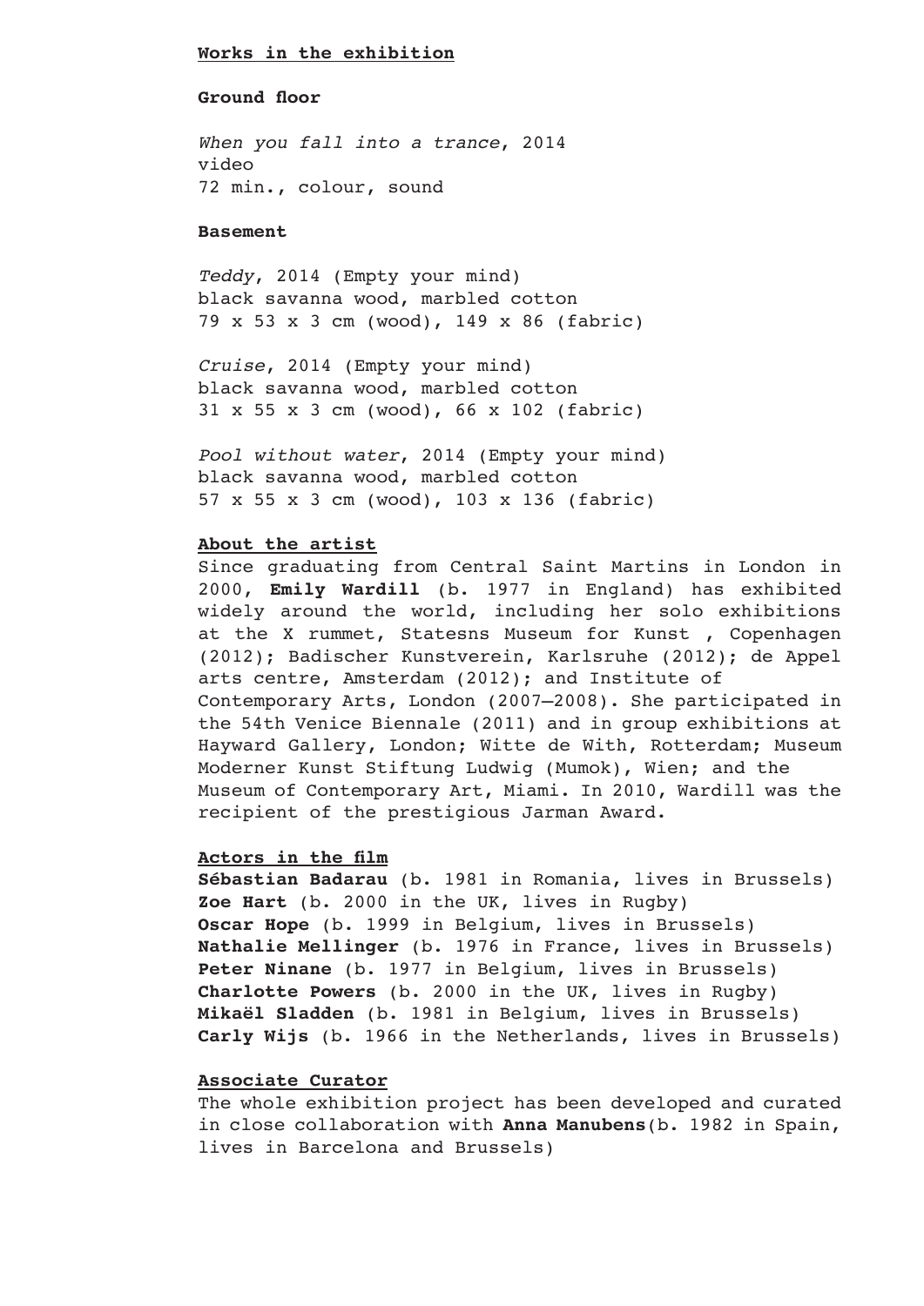## Works in the exhibition

### Ground floor

*When you fall into a trance*, 2014
video
72 min., colour, sound

### Basement

*Teddy*, 2014 (Empty your mind)
black savanna wood, marbled cotton
79 x 53 x 3 cm (wood), 149 x 86 (fabric)

*Cruise*, 2014 (Empty your mind)
black savanna wood, marbled cotton
31 x 55 x 3 cm (wood), 66 x 102 (fabric)

*Pool without water*, 2014 (Empty your mind)
black savanna wood, marbled cotton
57 x 55 x 3 cm (wood), 103 x 136 (fabric)

## About the artist

Since graduating from Central Saint Martins in London in 2000, **Emily Wardill** (b. 1977 in England) has exhibited widely around the world, including her solo exhibitions at the X rummet, Statesns Museum for Kunst , Copenhagen (2012); Badischer Kunstverein, Karlsruhe (2012); de Appel arts centre, Amsterdam (2012); and Institute of Contemporary Arts, London (2007–2008). She participated in the 54th Venice Biennale (2011) and in group exhibitions at Hayward Gallery, London; Witte de With, Rotterdam; Museum Moderner Kunst Stiftung Ludwig (Mumok), Wien; and the Museum of Contemporary Art, Miami. In 2010, Wardill was the recipient of the prestigious Jarman Award.

## Actors in the film

**Sébastian Badarau** (b. 1981 in Romania, lives in Brussels)
**Zoe Hart** (b. 2000 in the UK, lives in Rugby)
**Oscar Hope** (b. 1999 in Belgium, lives in Brussels)
**Nathalie Mellinger** (b. 1976 in France, lives in Brussels)
**Peter Ninane** (b. 1977 in Belgium, lives in Brussels)
**Charlotte Powers** (b. 2000 in the UK, lives in Rugby)
**Mikaël Sladden** (b. 1981 in Belgium, lives in Brussels)
**Carly Wijs** (b. 1966 in the Netherlands, lives in Brussels)

## Associate Curator

The whole exhibition project has been developed and curated in close collaboration with **Anna Manubens**(b. 1982 in Spain, lives in Barcelona and Brussels)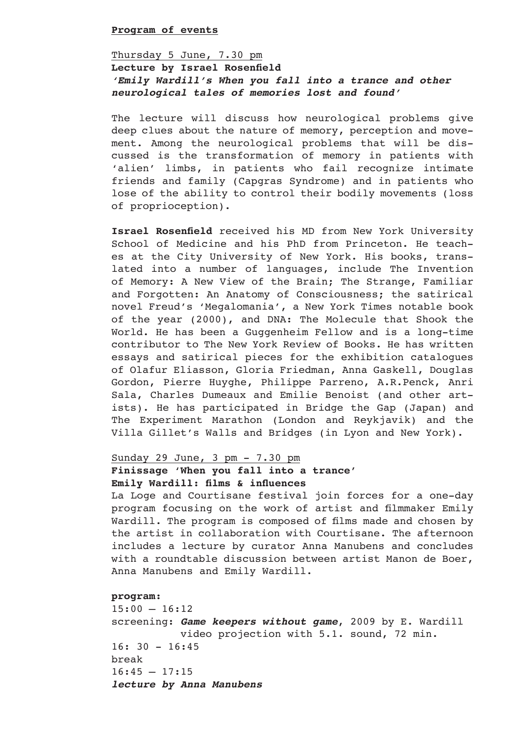**Program of events**

Thursday 5 June, 7.30 pm
**Lecture by Israel Rosenfield**
***'Emily Wardill's When you fall into a trance and other neurological tales of memories lost and found'***

The lecture will discuss how neurological problems give deep clues about the nature of memory, perception and movement. Among the neurological problems that will be discussed is the transformation of memory in patients with 'alien' limbs, in patients who fail recognize intimate friends and family (Capgras Syndrome) and in patients who lose of the ability to control their bodily movements (loss of proprioception).

**Israel Rosenfield** received his MD from New York University School of Medicine and his PhD from Princeton. He teaches at the City University of New York. His books, translated into a number of languages, include The Invention of Memory: A New View of the Brain; The Strange, Familiar and Forgotten: An Anatomy of Consciousness; the satirical novel Freud's 'Megalomania', a New York Times notable book of the year (2000), and DNA: The Molecule that Shook the World. He has been a Guggenheim Fellow and is a long-time contributor to The New York Review of Books. He has written essays and satirical pieces for the exhibition catalogues of Olafur Eliasson, Gloria Friedman, Anna Gaskell, Douglas Gordon, Pierre Huyghe, Philippe Parreno, A.R.Penck, Anri Sala, Charles Dumeaux and Emilie Benoist (and other artists). He has participated in Bridge the Gap (Japan) and The Experiment Marathon (London and Reykjavik) and the Villa Gillet's Walls and Bridges (in Lyon and New York).

Sunday 29 June, 3 pm - 7.30 pm
**Finissage 'When you fall into a trance'**
**Emily Wardill: films & influences**
La Loge and Courtisane festival join forces for a one-day program focusing on the work of artist and filmmaker Emily Wardill. The program is composed of films made and chosen by the artist in collaboration with Courtisane. The afternoon includes a lecture by curator Anna Manubens and concludes with a roundtable discussion between artist Manon de Boer, Anna Manubens and Emily Wardill.

**program:**
15:00 – 16:12
screening: ***Game keepers without game***, 2009 by E. Wardill
video projection with 5.1. sound, 72 min.
16: 30 - 16:45
break
16:45 – 17:15
***lecture by Anna Manubens***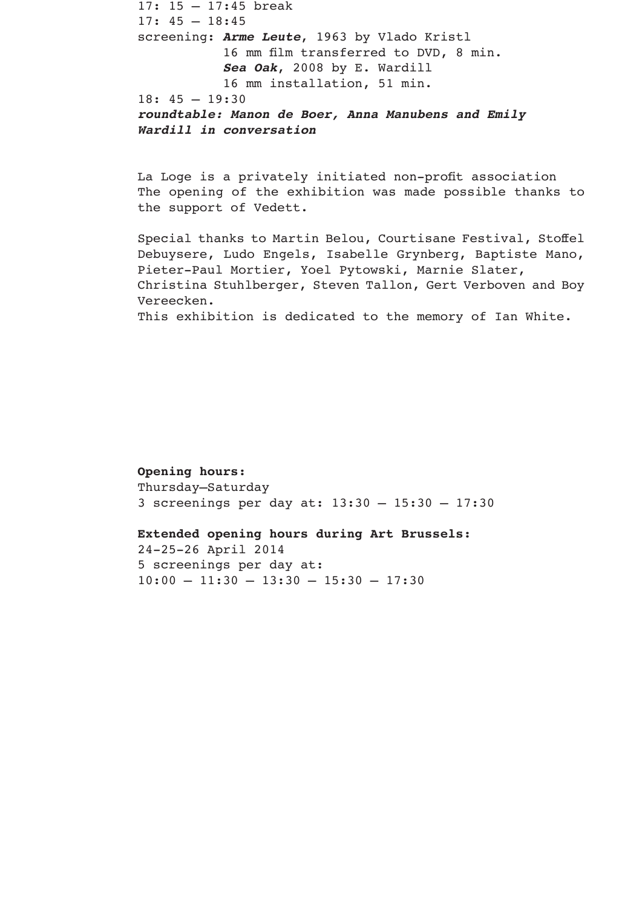17: 15 – 17:45 break
17: 45 – 18:45
screening: ***Arme Leute***, 1963 by Vlado Kristl
16 mm film transferred to DVD, 8 min.
***Sea Oak***, 2008 by E. Wardill
16 mm installation, 51 min.
18: 45 – 19:30
***roundtable: Manon de Boer, Anna Manubens and Emily Wardill in conversation***

La Loge is a privately initiated non-profit association
The opening of the exhibition was made possible thanks to the support of Vedett.

Special thanks to Martin Belou, Courtisane Festival, Stoffel Debuysere, Ludo Engels, Isabelle Grynberg, Baptiste Mano, Pieter-Paul Mortier, Yoel Pytowski, Marnie Slater, Christina Stuhlberger, Steven Tallon, Gert Verboven and Boy Vereecken.
This exhibition is dedicated to the memory of Ian White.

**Opening hours:**
Thursday–Saturday
3 screenings per day at: 13:30 – 15:30 – 17:30

**Extended opening hours during Art Brussels:**
24-25-26 April 2014
5 screenings per day at:
10:00 – 11:30 – 13:30 – 15:30 – 17:30